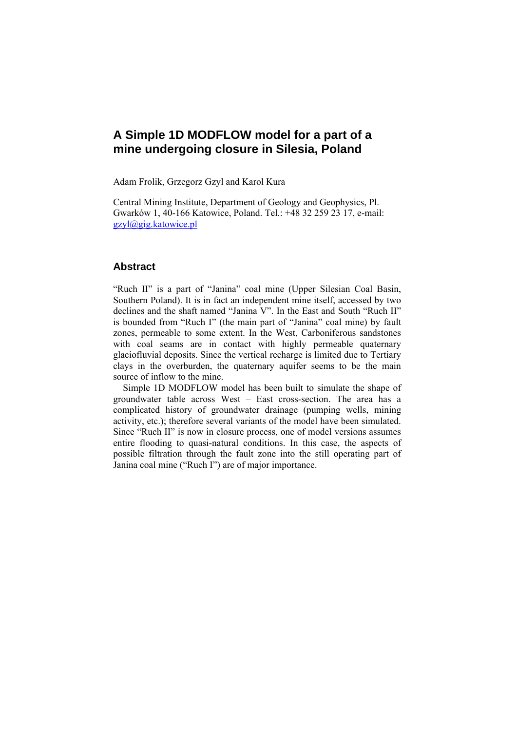# A Simple 1D MODFLOW model for a part of a mine undergoing closure in Silesia, Poland

Adam Frolik, Grzegorz Gzyl and Karol Kura

Central Mining Institute, Department of Geology and Geophysics, Pl. Gwarków 1, 40-166 Katowice, Poland. Tel.: +48 32 259 23 17, e-mail: gzyl@gig.katowice.pl

## Abstract

"Ruch II" is a part of "Janina" coal mine (Upper Silesian Coal Basin, Southern Poland). It is in fact an independent mine itself, accessed by two declines and the shaft named "Janina V". In the East and South "Ruch II" is bounded from "Ruch I" (the main part of "Janina" coal mine) by fault zones, permeable to some extent. In the West, Carboniferous sandstones with coal seams are in contact with highly permeable quaternary glaciofluvial deposits. Since the vertical recharge is limited due to Tertiary clays in the overburden, the quaternary aquifer seems to be the main source of inflow to the mine.

Simple 1D MODFLOW model has been built to simulate the shape of groundwater table across West – East cross-section. The area has a complicated history of groundwater drainage (pumping wells, mining activity, etc.); therefore several variants of the model have been simulated. Since "Ruch II" is now in closure process, one of model versions assumes entire flooding to quasi-natural conditions. In this case, the aspects of possible filtration through the fault zone into the still operating part of Janina coal mine ("Ruch I") are of major importance.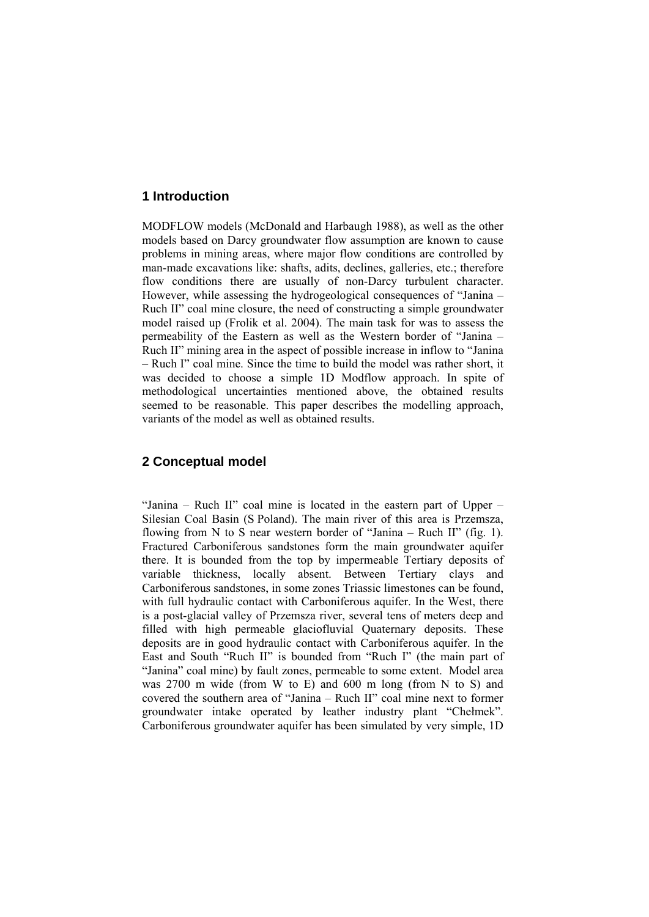## 1 Introduction

MODFLOW models (McDonald and Harbaugh 1988), as well as the other models based on Darcy groundwater flow assumption are known to cause problems in mining areas, where major flow conditions are controlled by man-made excavations like: shafts, adits, declines, galleries, etc.; therefore flow conditions there are usually of non-Darcy turbulent character. However, while assessing the hydrogeological consequences of "Janina – Ruch II" coal mine closure, the need of constructing a simple groundwater model raised up (Frolik et al. 2004). The main task for was to assess the permeability of the Eastern as well as the Western border of "Janina – Ruch II" mining area in the aspect of possible increase in inflow to "Janina – Ruch I" coal mine. Since the time to build the model was rather short, it was decided to choose a simple 1D Modflow approach. In spite of methodological uncertainties mentioned above, the obtained results seemed to be reasonable. This paper describes the modelling approach, variants of the model as well as obtained results.

## 2 Conceptual model

"Janina – Ruch II" coal mine is located in the eastern part of Upper – Silesian Coal Basin (S Poland). The main river of this area is Przemsza, flowing from N to S near western border of "Janina – Ruch II" (fig. 1). Fractured Carboniferous sandstones form the main groundwater aquifer there. It is bounded from the top by impermeable Tertiary deposits of variable thickness, locally absent. Between Tertiary clays and Carboniferous sandstones, in some zones Triassic limestones can be found, with full hydraulic contact with Carboniferous aquifer. In the West, there is a post-glacial valley of Przemsza river, several tens of meters deep and filled with high permeable glaciofluvial Quaternary deposits. These deposits are in good hydraulic contact with Carboniferous aquifer. In the East and South "Ruch II" is bounded from "Ruch I" (the main part of "Janina" coal mine) by fault zones, permeable to some extent. Model area was 2700 m wide (from W to E) and 600 m long (from N to S) and covered the southern area of "Janina – Ruch II" coal mine next to former groundwater intake operated by leather industry plant "Chełmek". Carboniferous groundwater aquifer has been simulated by very simple, 1D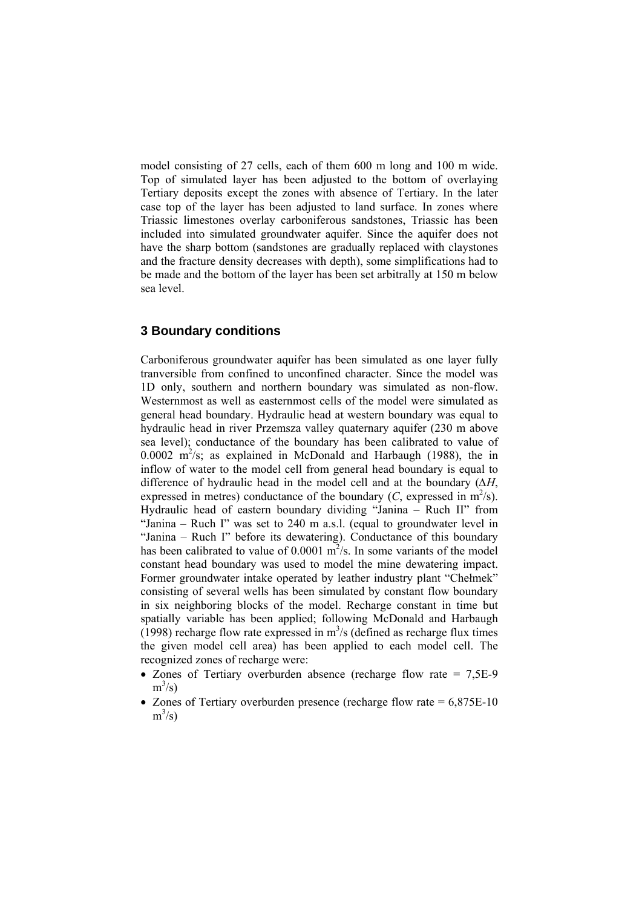model consisting of 27 cells, each of them 600 m long and 100 m wide. Top of simulated layer has been adjusted to the bottom of overlaying Tertiary deposits except the zones with absence of Tertiary. In the later case top of the layer has been adjusted to land surface. In zones where Triassic limestones overlay carboniferous sandstones, Triassic has been included into simulated groundwater aquifer. Since the aquifer does not have the sharp bottom (sandstones are gradually replaced with claystones and the fracture density decreases with depth), some simplifications had to be made and the bottom of the layer has been set arbitrally at 150 m below sea level.

## 3 Boundary conditions

Carboniferous groundwater aquifer has been simulated as one layer fully tranversible from confined to unconfined character. Since the model was 1D only, southern and northern boundary was simulated as non-flow. Westernmost as well as easternmost cells of the model were simulated as general head boundary. Hydraulic head at western boundary was equal to hydraulic head in river Przemsza valley quaternary aquifer (230 m above sea level); conductance of the boundary has been calibrated to value of 0.0002 $m^2/s$; as explained in McDonald and Harbaugh (1988), the in inflow of water to the model cell from general head boundary is equal to difference of hydraulic head in the model cell and at the boundary ($\Delta H$, expressed in metres) conductance of the boundary ($C$, expressed in $m^2/s$). Hydraulic head of eastern boundary dividing "Janina – Ruch II" from "Janina – Ruch I" was set to 240 m a.s.l. (equal to groundwater level in "Janina – Ruch I" before its dewatering). Conductance of this boundary has been calibrated to value of 0.0001 $m^2/s$. In some variants of the model constant head boundary was used to model the mine dewatering impact. Former groundwater intake operated by leather industry plant "Chełmek" consisting of several wells has been simulated by constant flow boundary in six neighboring blocks of the model. Recharge constant in time but spatially variable has been applied; following McDonald and Harbaugh (1998) recharge flow rate expressed in $m^3/s$ (defined as recharge flux times the given model cell area) has been applied to each model cell. The recognized zones of recharge were:

- Zones of Tertiary overburden absence (recharge flow rate = 7,5E-9 $m^3/s$)
- Zones of Tertiary overburden presence (recharge flow rate = 6,875E-10 $m^3/s$)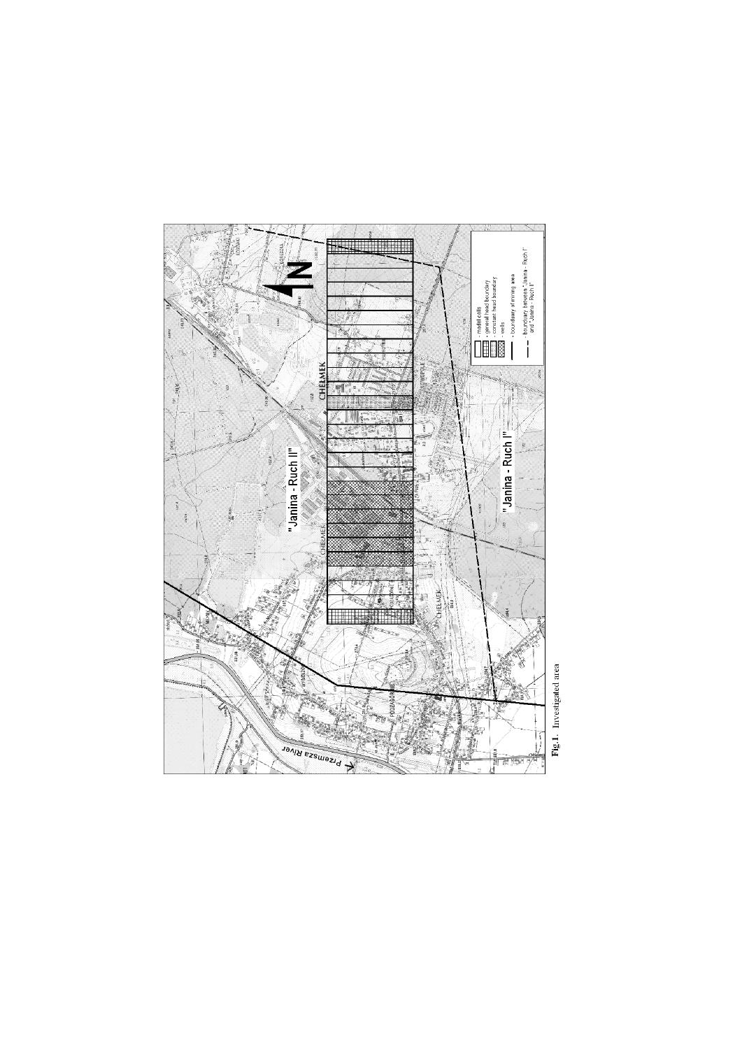**Fig.1.** Investigated area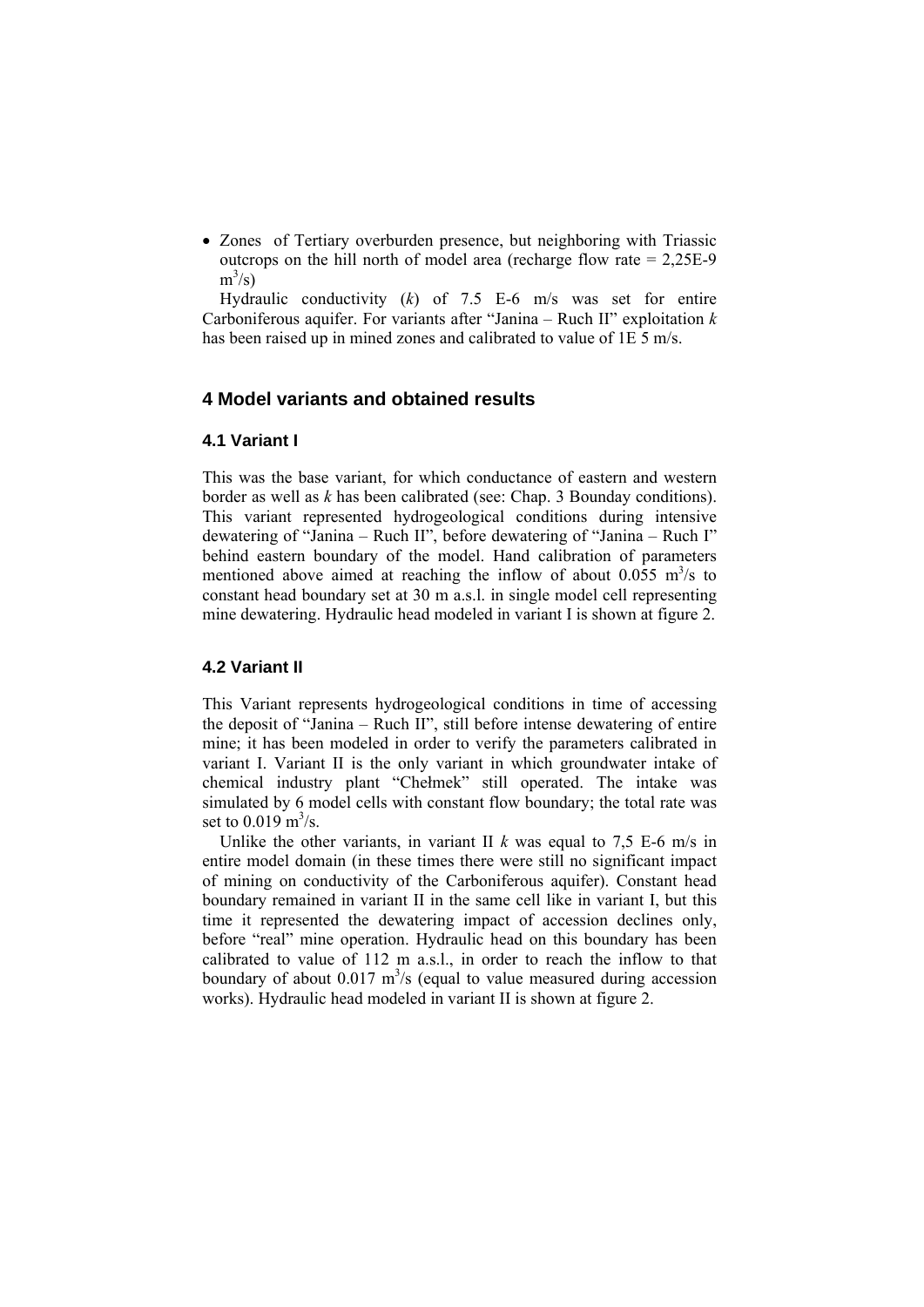- Zones of Tertiary overburden presence, but neighboring with Triassic outcrops on the hill north of model area (recharge flow rate = 2,25E-9 $m^3/s$)

Hydraulic conductivity (*k*) of 7.5 E-6 m/s was set for entire Carboniferous aquifer. For variants after "Janina – Ruch II" exploitation *k* has been raised up in mined zones and calibrated to value of 1E 5 m/s.

## 4 Model variants and obtained results

### 4.1 Variant I

This was the base variant, for which conductance of eastern and western border as well as *k* has been calibrated (see: Chap. 3 Bounday conditions). This variant represented hydrogeological conditions during intensive dewatering of "Janina – Ruch II", before dewatering of "Janina – Ruch I" behind eastern boundary of the model. Hand calibration of parameters mentioned above aimed at reaching the inflow of about 0.055 $m^3/s$ to constant head boundary set at 30 m a.s.l. in single model cell representing mine dewatering. Hydraulic head modeled in variant I is shown at figure 2.

### 4.2 Variant II

This Variant represents hydrogeological conditions in time of accessing the deposit of "Janina – Ruch II", still before intense dewatering of entire mine; it has been modeled in order to verify the parameters calibrated in variant I. Variant II is the only variant in which groundwater intake of chemical industry plant "Chełmek" still operated. The intake was simulated by 6 model cells with constant flow boundary; the total rate was set to 0.019 $m^3/s$.

Unlike the other variants, in variant II *k* was equal to 7,5 E-6 m/s in entire model domain (in these times there were still no significant impact of mining on conductivity of the Carboniferous aquifer). Constant head boundary remained in variant II in the same cell like in variant I, but this time it represented the dewatering impact of accession declines only, before "real" mine operation. Hydraulic head on this boundary has been calibrated to value of 112 m a.s.l., in order to reach the inflow to that boundary of about 0.017 $m^3/s$ (equal to value measured during accession works). Hydraulic head modeled in variant II is shown at figure 2.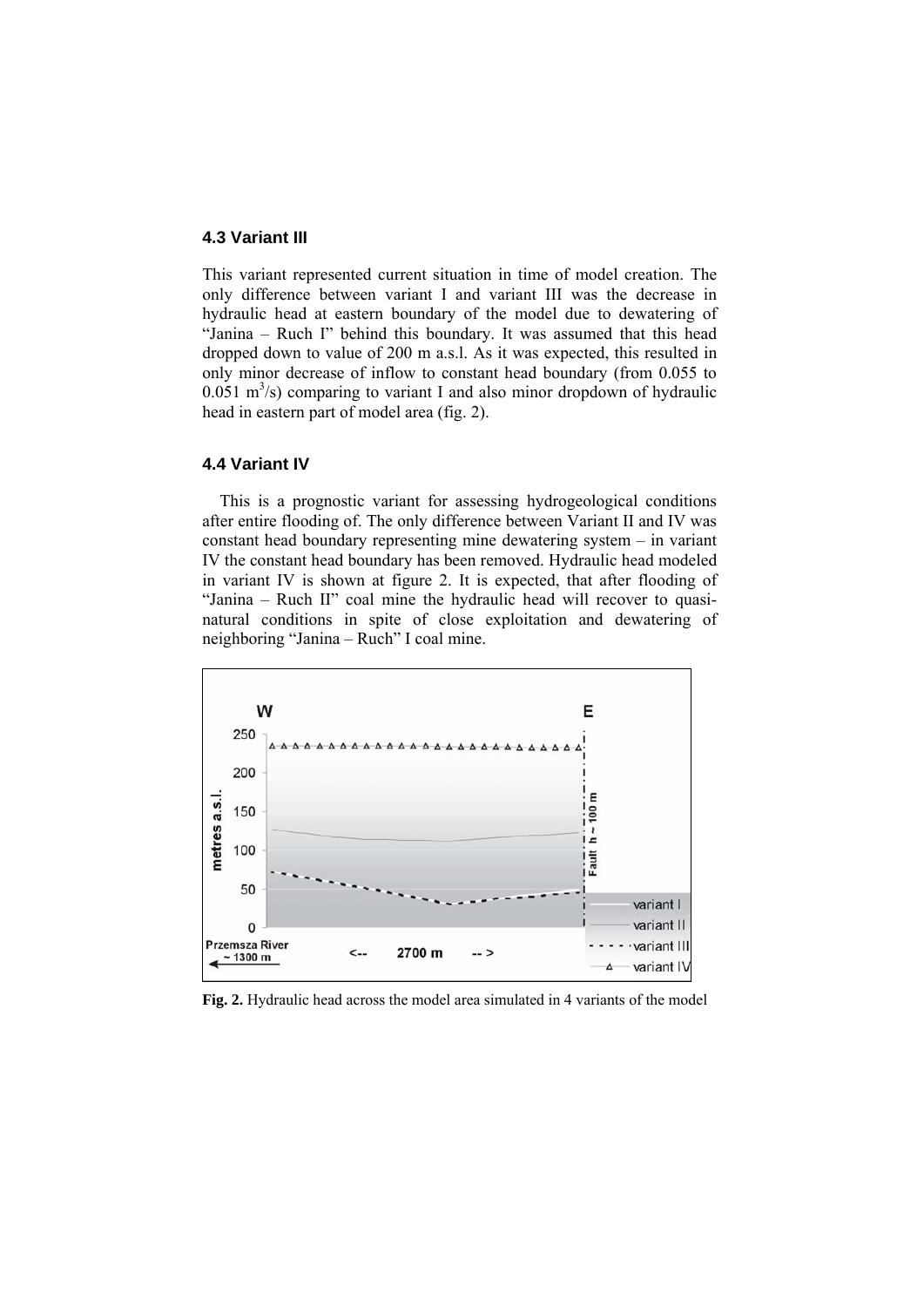### 4.3 Variant III

This variant represented current situation in time of model creation. The only difference between variant I and variant III was the decrease in hydraulic head at eastern boundary of the model due to dewatering of "Janina – Ruch I" behind this boundary. It was assumed that this head dropped down to value of 200 m a.s.l. As it was expected, this resulted in only minor decrease of inflow to constant head boundary (from 0.055 to 0.051 $m^3/s$) comparing to variant I and also minor dropdown of hydraulic head in eastern part of model area (fig. 2).

### 4.4 Variant IV

This is a prognostic variant for assessing hydrogeological conditions after entire flooding of. The only difference between Variant II and IV was constant head boundary representing mine dewatering system – in variant IV the constant head boundary has been removed. Hydraulic head modeled in variant IV is shown at figure 2. It is expected, that after flooding of "Janina – Ruch II" coal mine the hydraulic head will recover to quasi-natural conditions in spite of close exploitation and dewatering of neighboring "Janina – Ruch" I coal mine.

**Fig. 2.** Hydraulic head across the model area simulated in 4 variants of the model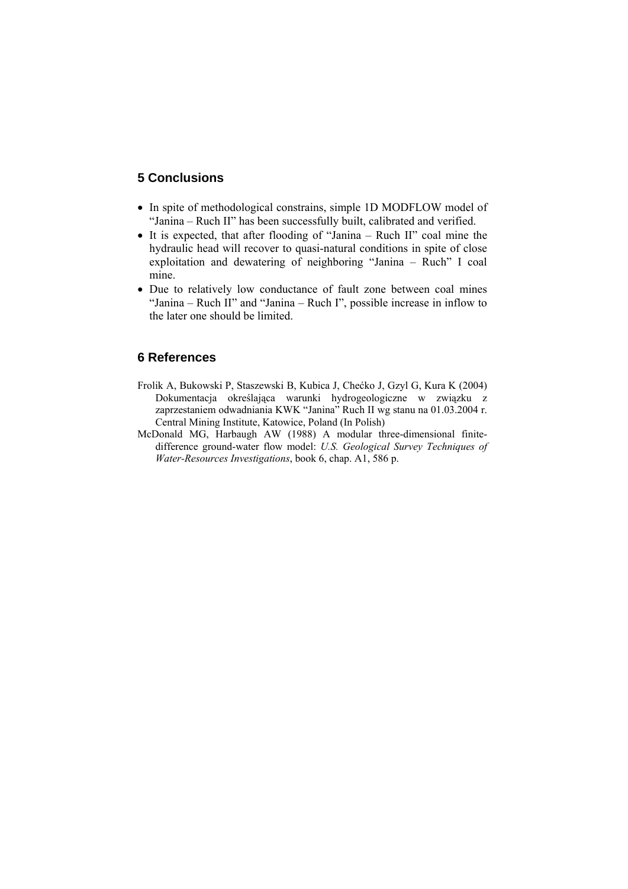## 5 Conclusions

- In spite of methodological constrains, simple 1D MODFLOW model of "Janina – Ruch II" has been successfully built, calibrated and verified.
- It is expected, that after flooding of "Janina – Ruch II" coal mine the hydraulic head will recover to quasi-natural conditions in spite of close exploitation and dewatering of neighboring "Janina – Ruch" I coal mine.
- Due to relatively low conductance of fault zone between coal mines "Janina – Ruch II" and "Janina – Ruch I", possible increase in inflow to the later one should be limited.

## 6 References

Frolik A, Bukowski P, Staszewski B, Kubica J, Chećko J, Gzyl G, Kura K (2004) Dokumentacja określająca warunki hydrogeologiczne w związku z zaprzestaniem odwadniania KWK "Janina" Ruch II wg stanu na 01.03.2004 r. Central Mining Institute, Katowice, Poland (In Polish)

McDonald MG, Harbaugh AW (1988) A modular three-dimensional finite-difference ground-water flow model: *U.S. Geological Survey Techniques of Water-Resources Investigations*, book 6, chap. A1, 586 p.